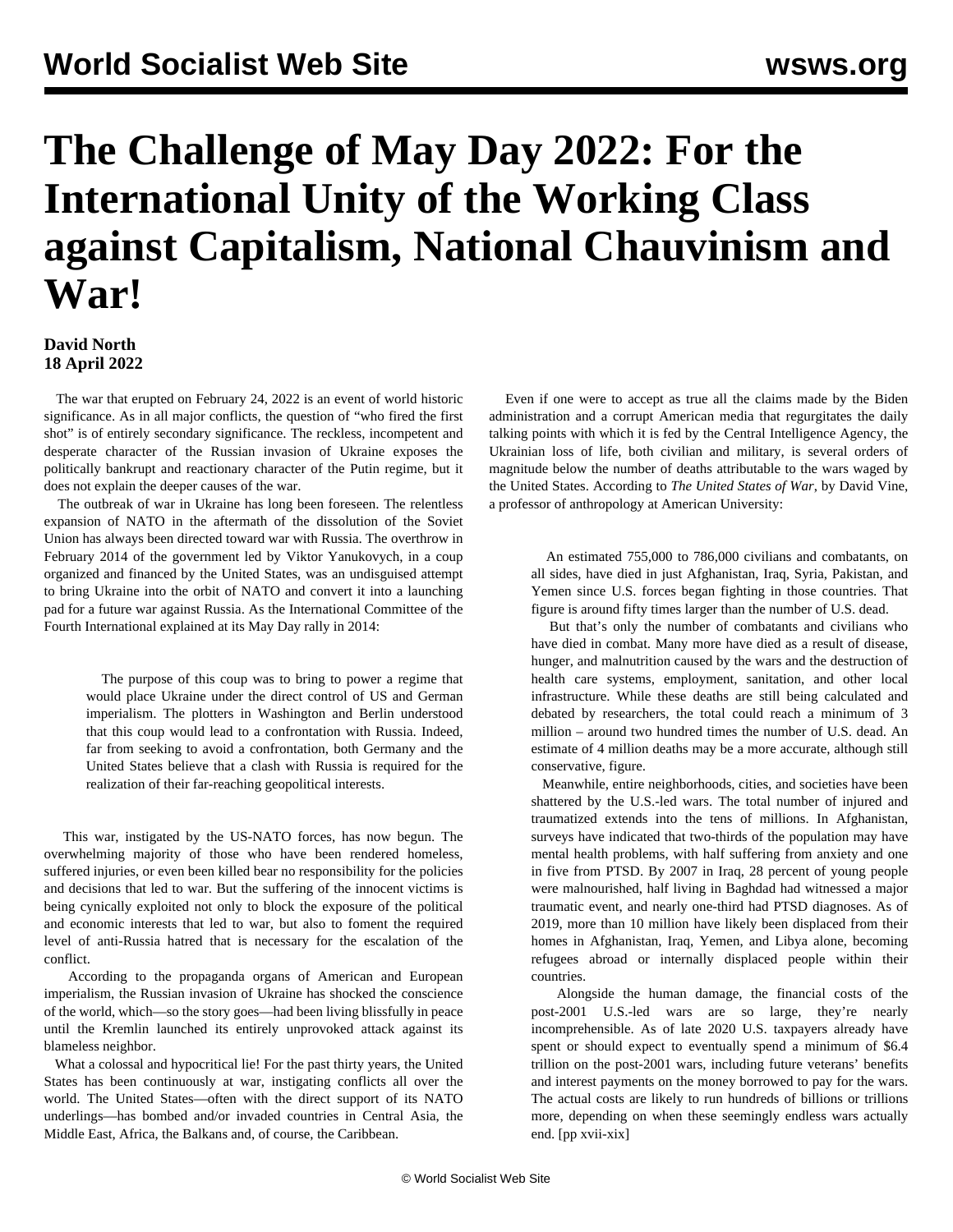# The Challenge of May Day 2022: For the International Unity of the Working Class against Capitalism, National Chauvinism and War!

**David North**
**18 April 2022**

The war that erupted on February 24, 2022 is an event of world historic significance. As in all major conflicts, the question of "who fired the first shot" is of entirely secondary significance. The reckless, incompetent and desperate character of the Russian invasion of Ukraine exposes the politically bankrupt and reactionary character of the Putin regime, but it does not explain the deeper causes of the war.

The outbreak of war in Ukraine has long been foreseen. The relentless expansion of NATO in the aftermath of the dissolution of the Soviet Union has always been directed toward war with Russia. The overthrow in February 2014 of the government led by Viktor Yanukovych, in a coup organized and financed by the United States, was an undisguised attempt to bring Ukraine into the orbit of NATO and convert it into a launching pad for a future war against Russia. As the International Committee of the Fourth International explained at its May Day rally in 2014:

> The purpose of this coup was to bring to power a regime that would place Ukraine under the direct control of US and German imperialism. The plotters in Washington and Berlin understood that this coup would lead to a confrontation with Russia. Indeed, far from seeking to avoid a confrontation, both Germany and the United States believe that a clash with Russia is required for the realization of their far-reaching geopolitical interests.

This war, instigated by the US-NATO forces, has now begun. The overwhelming majority of those who have been rendered homeless, suffered injuries, or even been killed bear no responsibility for the policies and decisions that led to war. But the suffering of the innocent victims is being cynically exploited not only to block the exposure of the political and economic interests that led to war, but also to foment the required level of anti-Russia hatred that is necessary for the escalation of the conflict.

According to the propaganda organs of American and European imperialism, the Russian invasion of Ukraine has shocked the conscience of the world, which—so the story goes—had been living blissfully in peace until the Kremlin launched its entirely unprovoked attack against its blameless neighbor.

What a colossal and hypocritical lie! For the past thirty years, the United States has been continuously at war, instigating conflicts all over the world. The United States—often with the direct support of its NATO underlings—has bombed and/or invaded countries in Central Asia, the Middle East, Africa, the Balkans and, of course, the Caribbean.

Even if one were to accept as true all the claims made by the Biden administration and a corrupt American media that regurgitates the daily talking points with which it is fed by the Central Intelligence Agency, the Ukrainian loss of life, both civilian and military, is several orders of magnitude below the number of deaths attributable to the wars waged by the United States. According to *The United States of War*, by David Vine, a professor of anthropology at American University:

> An estimated 755,000 to 786,000 civilians and combatants, on all sides, have died in just Afghanistan, Iraq, Syria, Pakistan, and Yemen since U.S. forces began fighting in those countries. That figure is around fifty times larger than the number of U.S. dead.
>
> But that's only the number of combatants and civilians who have died in combat. Many more have died as a result of disease, hunger, and malnutrition caused by the wars and the destruction of health care systems, employment, sanitation, and other local infrastructure. While these deaths are still being calculated and debated by researchers, the total could reach a minimum of 3 million – around two hundred times the number of U.S. dead. An estimate of 4 million deaths may be a more accurate, although still conservative, figure.
>
> Meanwhile, entire neighborhoods, cities, and societies have been shattered by the U.S.-led wars. The total number of injured and traumatized extends into the tens of millions. In Afghanistan, surveys have indicated that two-thirds of the population may have mental health problems, with half suffering from anxiety and one in five from PTSD. By 2007 in Iraq, 28 percent of young people were malnourished, half living in Baghdad had witnessed a major traumatic event, and nearly one-third had PTSD diagnoses. As of 2019, more than 10 million have likely been displaced from their homes in Afghanistan, Iraq, Yemen, and Libya alone, becoming refugees abroad or internally displaced people within their countries.
>
> Alongside the human damage, the financial costs of the post-2001 U.S.-led wars are so large, they're nearly incomprehensible. As of late 2020 U.S. taxpayers already have spent or should expect to eventually spend a minimum of $6.4 trillion on the post-2001 wars, including future veterans' benefits and interest payments on the money borrowed to pay for the wars. The actual costs are likely to run hundreds of billions or trillions more, depending on when these seemingly endless wars actually end. [pp xvii-xix]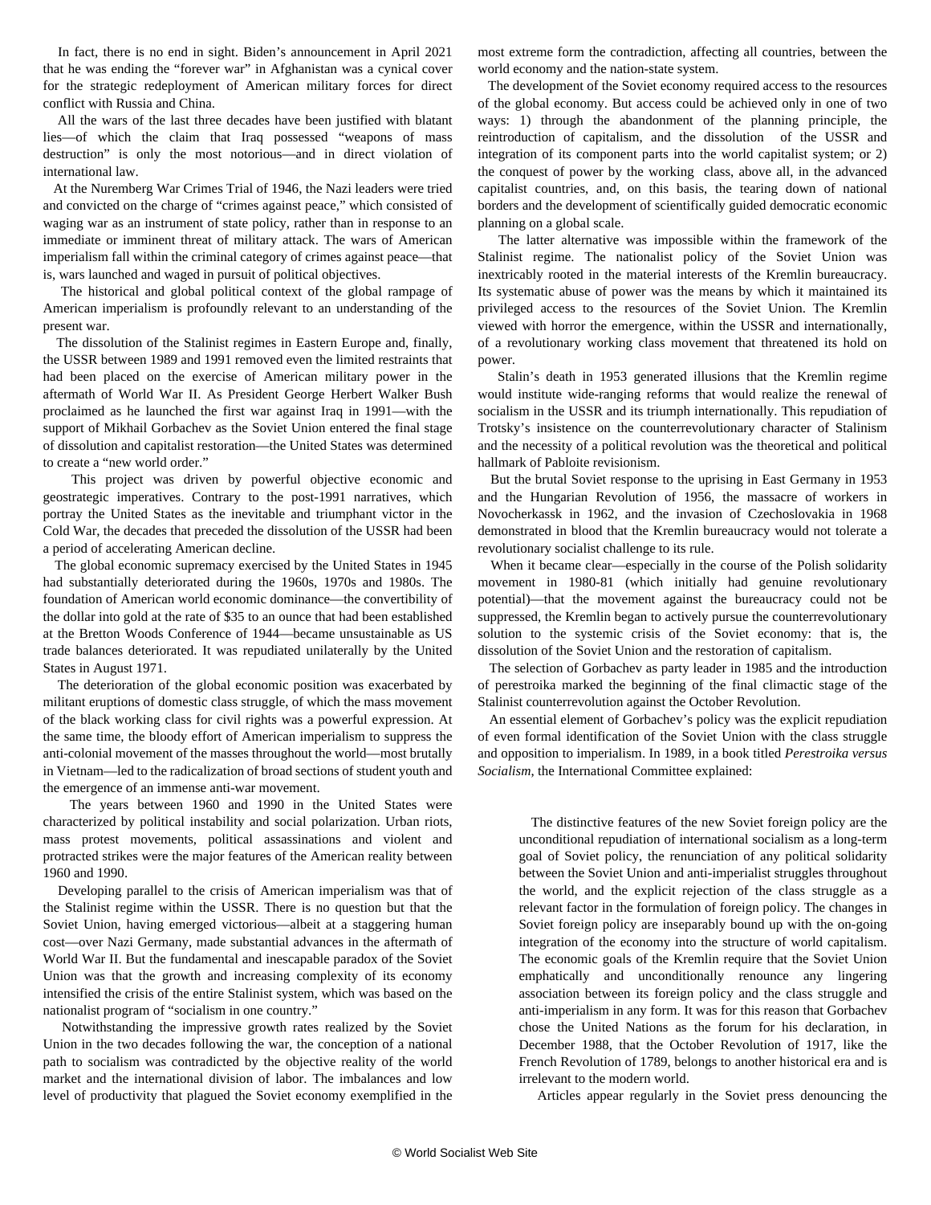In fact, there is no end in sight. Biden's announcement in April 2021 that he was ending the "forever war" in Afghanistan was a cynical cover for the strategic redeployment of American military forces for direct conflict with Russia and China.

All the wars of the last three decades have been justified with blatant lies—of which the claim that Iraq possessed "weapons of mass destruction" is only the most notorious—and in direct violation of international law.

At the Nuremberg War Crimes Trial of 1946, the Nazi leaders were tried and convicted on the charge of "crimes against peace," which consisted of waging war as an instrument of state policy, rather than in response to an immediate or imminent threat of military attack. The wars of American imperialism fall within the criminal category of crimes against peace—that is, wars launched and waged in pursuit of political objectives.

The historical and global political context of the global rampage of American imperialism is profoundly relevant to an understanding of the present war.

The dissolution of the Stalinist regimes in Eastern Europe and, finally, the USSR between 1989 and 1991 removed even the limited restraints that had been placed on the exercise of American military power in the aftermath of World War II. As President George Herbert Walker Bush proclaimed as he launched the first war against Iraq in 1991—with the support of Mikhail Gorbachev as the Soviet Union entered the final stage of dissolution and capitalist restoration—the United States was determined to create a "new world order."

This project was driven by powerful objective economic and geostrategic imperatives. Contrary to the post-1991 narratives, which portray the United States as the inevitable and triumphant victor in the Cold War, the decades that preceded the dissolution of the USSR had been a period of accelerating American decline.

The global economic supremacy exercised by the United States in 1945 had substantially deteriorated during the 1960s, 1970s and 1980s. The foundation of American world economic dominance—the convertibility of the dollar into gold at the rate of $35 to an ounce that had been established at the Bretton Woods Conference of 1944—became unsustainable as US trade balances deteriorated. It was repudiated unilaterally by the United States in August 1971.

The deterioration of the global economic position was exacerbated by militant eruptions of domestic class struggle, of which the mass movement of the black working class for civil rights was a powerful expression. At the same time, the bloody effort of American imperialism to suppress the anti-colonial movement of the masses throughout the world—most brutally in Vietnam—led to the radicalization of broad sections of student youth and the emergence of an immense anti-war movement.

The years between 1960 and 1990 in the United States were characterized by political instability and social polarization. Urban riots, mass protest movements, political assassinations and violent and protracted strikes were the major features of the American reality between 1960 and 1990.

Developing parallel to the crisis of American imperialism was that of the Stalinist regime within the USSR. There is no question but that the Soviet Union, having emerged victorious—albeit at a staggering human cost—over Nazi Germany, made substantial advances in the aftermath of World War II. But the fundamental and inescapable paradox of the Soviet Union was that the growth and increasing complexity of its economy intensified the crisis of the entire Stalinist system, which was based on the nationalist program of "socialism in one country."

Notwithstanding the impressive growth rates realized by the Soviet Union in the two decades following the war, the conception of a national path to socialism was contradicted by the objective reality of the world market and the international division of labor. The imbalances and low level of productivity that plagued the Soviet economy exemplified in the most extreme form the contradiction, affecting all countries, between the world economy and the nation-state system.

The development of the Soviet economy required access to the resources of the global economy. But access could be achieved only in one of two ways: 1) through the abandonment of the planning principle, the reintroduction of capitalism, and the dissolution of the USSR and integration of its component parts into the world capitalist system; or 2) the conquest of power by the working class, above all, in the advanced capitalist countries, and, on this basis, the tearing down of national borders and the development of scientifically guided democratic economic planning on a global scale.

The latter alternative was impossible within the framework of the Stalinist regime. The nationalist policy of the Soviet Union was inextricably rooted in the material interests of the Kremlin bureaucracy. Its systematic abuse of power was the means by which it maintained its privileged access to the resources of the Soviet Union. The Kremlin viewed with horror the emergence, within the USSR and internationally, of a revolutionary working class movement that threatened its hold on power.

Stalin's death in 1953 generated illusions that the Kremlin regime would institute wide-ranging reforms that would realize the renewal of socialism in the USSR and its triumph internationally. This repudiation of Trotsky's insistence on the counterrevolutionary character of Stalinism and the necessity of a political revolution was the theoretical and political hallmark of Pabloite revisionism.

But the brutal Soviet response to the uprising in East Germany in 1953 and the Hungarian Revolution of 1956, the massacre of workers in Novocherkassk in 1962, and the invasion of Czechoslovakia in 1968 demonstrated in blood that the Kremlin bureaucracy would not tolerate a revolutionary socialist challenge to its rule.

When it became clear—especially in the course of the Polish solidarity movement in 1980-81 (which initially had genuine revolutionary potential)—that the movement against the bureaucracy could not be suppressed, the Kremlin began to actively pursue the counterrevolutionary solution to the systemic crisis of the Soviet economy: that is, the dissolution of the Soviet Union and the restoration of capitalism.

The selection of Gorbachev as party leader in 1985 and the introduction of perestroika marked the beginning of the final climactic stage of the Stalinist counterrevolution against the October Revolution.

An essential element of Gorbachev's policy was the explicit repudiation of even formal identification of the Soviet Union with the class struggle and opposition to imperialism. In 1989, in a book titled *Perestroika versus Socialism*, the International Committee explained:

> The distinctive features of the new Soviet foreign policy are the unconditional repudiation of international socialism as a long-term goal of Soviet policy, the renunciation of any political solidarity between the Soviet Union and anti-imperialist struggles throughout the world, and the explicit rejection of the class struggle as a relevant factor in the formulation of foreign policy. The changes in Soviet foreign policy are inseparably bound up with the on-going integration of the economy into the structure of world capitalism. The economic goals of the Kremlin require that the Soviet Union emphatically and unconditionally renounce any lingering association between its foreign policy and the class struggle and anti-imperialism in any form. It was for this reason that Gorbachev chose the United Nations as the forum for his declaration, in December 1988, that the October Revolution of 1917, like the French Revolution of 1789, belongs to another historical era and is irrelevant to the modern world.
>
> Articles appear regularly in the Soviet press denouncing the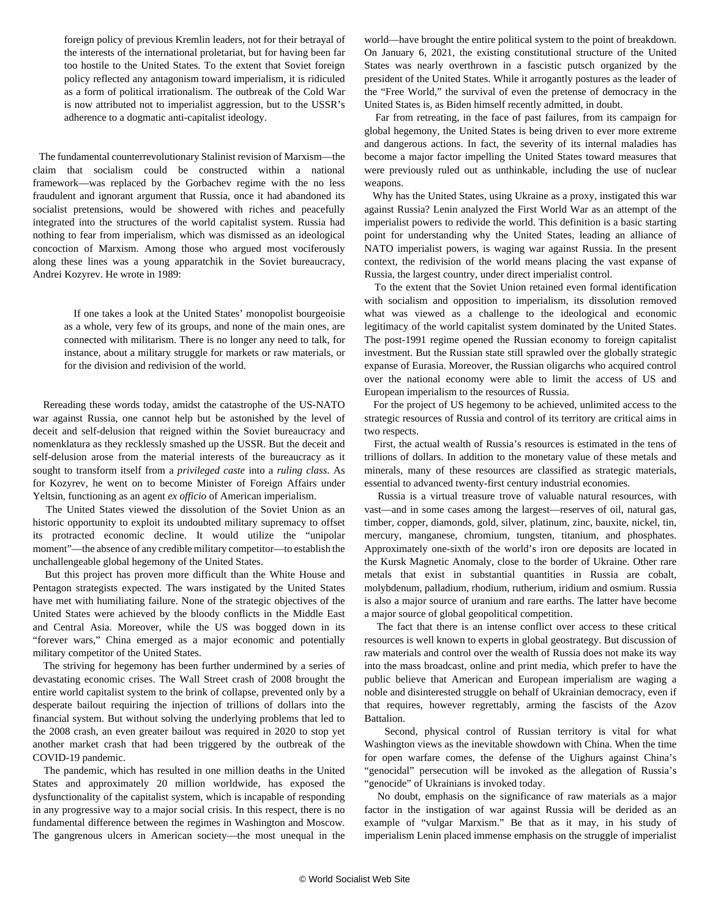foreign policy of previous Kremlin leaders, not for their betrayal of the interests of the international proletariat, but for having been far too hostile to the United States. To the extent that Soviet foreign policy reflected any antagonism toward imperialism, it is ridiculed as a form of political irrationalism. The outbreak of the Cold War is now attributed not to imperialist aggression, but to the USSR's adherence to a dogmatic anti-capitalist ideology.

The fundamental counterrevolutionary Stalinist revision of Marxism—the claim that socialism could be constructed within a national framework—was replaced by the Gorbachev regime with the no less fraudulent and ignorant argument that Russia, once it had abandoned its socialist pretensions, would be showered with riches and peacefully integrated into the structures of the world capitalist system. Russia had nothing to fear from imperialism, which was dismissed as an ideological concoction of Marxism. Among those who argued most vociferously along these lines was a young apparatchik in the Soviet bureaucracy, Andrei Kozyrev. He wrote in 1989:

> If one takes a look at the United States' monopolist bourgeoisie as a whole, very few of its groups, and none of the main ones, are connected with militarism. There is no longer any need to talk, for instance, about a military struggle for markets or raw materials, or for the division and redivision of the world.

Rereading these words today, amidst the catastrophe of the US-NATO war against Russia, one cannot help but be astonished by the level of deceit and self-delusion that reigned within the Soviet bureaucracy and nomenklatura as they recklessly smashed up the USSR. But the deceit and self-delusion arose from the material interests of the bureaucracy as it sought to transform itself from a *privileged caste* into a *ruling class*. As for Kozyrev, he went on to become Minister of Foreign Affairs under Yeltsin, functioning as an agent *ex officio* of American imperialism.

The United States viewed the dissolution of the Soviet Union as an historic opportunity to exploit its undoubted military supremacy to offset its protracted economic decline. It would utilize the "unipolar moment"—the absence of any credible military competitor—to establish the unchallengeable global hegemony of the United States.

But this project has proven more difficult than the White House and Pentagon strategists expected. The wars instigated by the United States have met with humiliating failure. None of the strategic objectives of the United States were achieved by the bloody conflicts in the Middle East and Central Asia. Moreover, while the US was bogged down in its "forever wars," China emerged as a major economic and potentially military competitor of the United States.

The striving for hegemony has been further undermined by a series of devastating economic crises. The Wall Street crash of 2008 brought the entire world capitalist system to the brink of collapse, prevented only by a desperate bailout requiring the injection of trillions of dollars into the financial system. But without solving the underlying problems that led to the 2008 crash, an even greater bailout was required in 2020 to stop yet another market crash that had been triggered by the outbreak of the COVID-19 pandemic.

The pandemic, which has resulted in one million deaths in the United States and approximately 20 million worldwide, has exposed the dysfunctionality of the capitalist system, which is incapable of responding in any progressive way to a major social crisis. In this respect, there is no fundamental difference between the regimes in Washington and Moscow. The gangrenous ulcers in American society—the most unequal in the world—have brought the entire political system to the point of breakdown. On January 6, 2021, the existing constitutional structure of the United States was nearly overthrown in a fascistic putsch organized by the president of the United States. While it arrogantly postures as the leader of the "Free World," the survival of even the pretense of democracy in the United States is, as Biden himself recently admitted, in doubt.

Far from retreating, in the face of past failures, from its campaign for global hegemony, the United States is being driven to ever more extreme and dangerous actions. In fact, the severity of its internal maladies has become a major factor impelling the United States toward measures that were previously ruled out as unthinkable, including the use of nuclear weapons.

Why has the United States, using Ukraine as a proxy, instigated this war against Russia? Lenin analyzed the First World War as an attempt of the imperialist powers to redivide the world. This definition is a basic starting point for understanding why the United States, leading an alliance of NATO imperialist powers, is waging war against Russia. In the present context, the redivision of the world means placing the vast expanse of Russia, the largest country, under direct imperialist control.

To the extent that the Soviet Union retained even formal identification with socialism and opposition to imperialism, its dissolution removed what was viewed as a challenge to the ideological and economic legitimacy of the world capitalist system dominated by the United States. The post-1991 regime opened the Russian economy to foreign capitalist investment. But the Russian state still sprawled over the globally strategic expanse of Eurasia. Moreover, the Russian oligarchs who acquired control over the national economy were able to limit the access of US and European imperialism to the resources of Russia.

For the project of US hegemony to be achieved, unlimited access to the strategic resources of Russia and control of its territory are critical aims in two respects.

First, the actual wealth of Russia's resources is estimated in the tens of trillions of dollars. In addition to the monetary value of these metals and minerals, many of these resources are classified as strategic materials, essential to advanced twenty-first century industrial economies.

Russia is a virtual treasure trove of valuable natural resources, with vast—and in some cases among the largest—reserves of oil, natural gas, timber, copper, diamonds, gold, silver, platinum, zinc, bauxite, nickel, tin, mercury, manganese, chromium, tungsten, titanium, and phosphates. Approximately one-sixth of the world's iron ore deposits are located in the Kursk Magnetic Anomaly, close to the border of Ukraine. Other rare metals that exist in substantial quantities in Russia are cobalt, molybdenum, palladium, rhodium, rutherium, iridium and osmium. Russia is also a major source of uranium and rare earths. The latter have become a major source of global geopolitical competition.

The fact that there is an intense conflict over access to these critical resources is well known to experts in global geostrategy. But discussion of raw materials and control over the wealth of Russia does not make its way into the mass broadcast, online and print media, which prefer to have the public believe that American and European imperialism are waging a noble and disinterested struggle on behalf of Ukrainian democracy, even if that requires, however regrettably, arming the fascists of the Azov Battalion.

Second, physical control of Russian territory is vital for what Washington views as the inevitable showdown with China. When the time for open warfare comes, the defense of the Uighurs against China's "genocidal" persecution will be invoked as the allegation of Russia's "genocide" of Ukrainians is invoked today.

No doubt, emphasis on the significance of raw materials as a major factor in the instigation of war against Russia will be derided as an example of "vulgar Marxism." Be that as it may, in his study of imperialism Lenin placed immense emphasis on the struggle of imperialist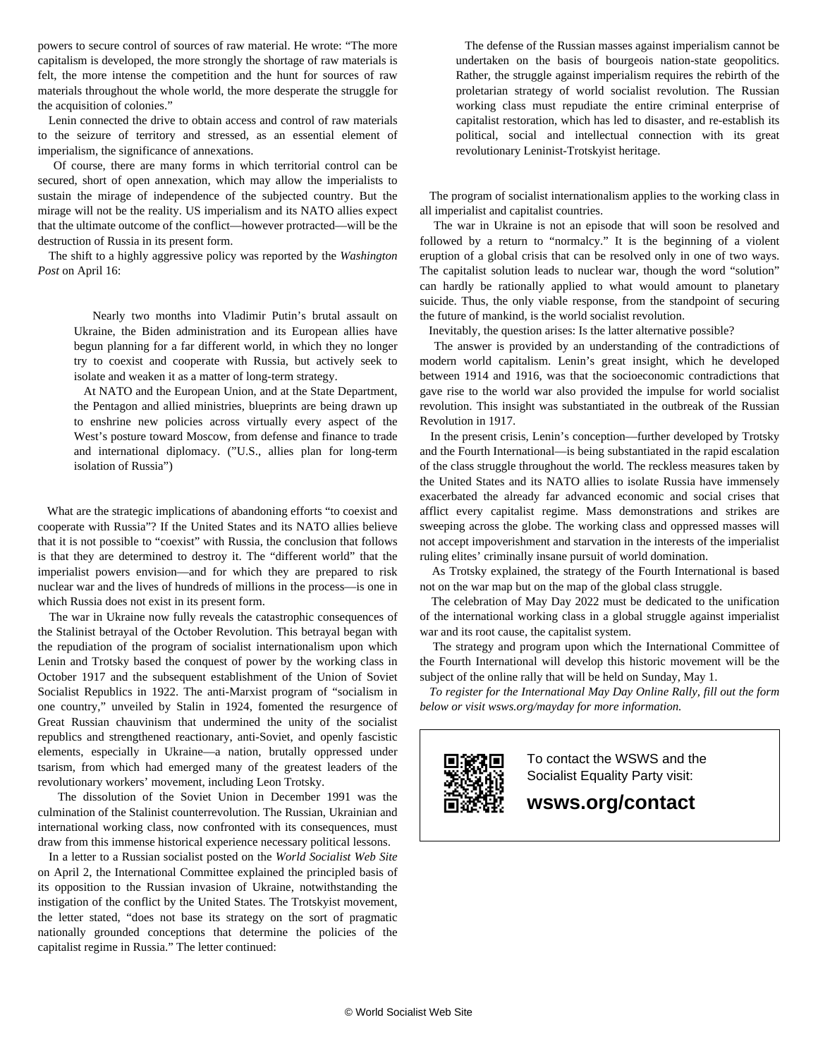powers to secure control of sources of raw material. He wrote: "The more capitalism is developed, the more strongly the shortage of raw materials is felt, the more intense the competition and the hunt for sources of raw materials throughout the whole world, the more desperate the struggle for the acquisition of colonies."

Lenin connected the drive to obtain access and control of raw materials to the seizure of territory and stressed, as an essential element of imperialism, the significance of annexations.

Of course, there are many forms in which territorial control can be secured, short of open annexation, which may allow the imperialists to sustain the mirage of independence of the subjected country. But the mirage will not be the reality. US imperialism and its NATO allies expect that the ultimate outcome of the conflict—however protracted—will be the destruction of Russia in its present form.

The shift to a highly aggressive policy was reported by the *Washington Post* on April 16:

> Nearly two months into Vladimir Putin's brutal assault on Ukraine, the Biden administration and its European allies have begun planning for a far different world, in which they no longer try to coexist and cooperate with Russia, but actively seek to isolate and weaken it as a matter of long-term strategy.
>
> At NATO and the European Union, and at the State Department, the Pentagon and allied ministries, blueprints are being drawn up to enshrine new policies across virtually every aspect of the West's posture toward Moscow, from defense and finance to trade and international diplomacy. ("U.S., allies plan for long-term isolation of Russia")

What are the strategic implications of abandoning efforts "to coexist and cooperate with Russia"? If the United States and its NATO allies believe that it is not possible to "coexist" with Russia, the conclusion that follows is that they are determined to destroy it. The "different world" that the imperialist powers envision—and for which they are prepared to risk nuclear war and the lives of hundreds of millions in the process—is one in which Russia does not exist in its present form.

The war in Ukraine now fully reveals the catastrophic consequences of the Stalinist betrayal of the October Revolution. This betrayal began with the repudiation of the program of socialist internationalism upon which Lenin and Trotsky based the conquest of power by the working class in October 1917 and the subsequent establishment of the Union of Soviet Socialist Republics in 1922. The anti-Marxist program of "socialism in one country," unveiled by Stalin in 1924, fomented the resurgence of Great Russian chauvinism that undermined the unity of the socialist republics and strengthened reactionary, anti-Soviet, and openly fascistic elements, especially in Ukraine—a nation, brutally oppressed under tsarism, from which had emerged many of the greatest leaders of the revolutionary workers' movement, including Leon Trotsky.

The dissolution of the Soviet Union in December 1991 was the culmination of the Stalinist counterrevolution. The Russian, Ukrainian and international working class, now confronted with its consequences, must draw from this immense historical experience necessary political lessons.

In a letter to a Russian socialist posted on the *World Socialist Web Site* on April 2, the International Committee explained the principled basis of its opposition to the Russian invasion of Ukraine, notwithstanding the instigation of the conflict by the United States. The Trotskyist movement, the letter stated, "does not base its strategy on the sort of pragmatic nationally grounded conceptions that determine the policies of the capitalist regime in Russia." The letter continued:

> The defense of the Russian masses against imperialism cannot be undertaken on the basis of bourgeois nation-state geopolitics. Rather, the struggle against imperialism requires the rebirth of the proletarian strategy of world socialist revolution. The Russian working class must repudiate the entire criminal enterprise of capitalist restoration, which has led to disaster, and re-establish its political, social and intellectual connection with its great revolutionary Leninist-Trotskyist heritage.

The program of socialist internationalism applies to the working class in all imperialist and capitalist countries.

The war in Ukraine is not an episode that will soon be resolved and followed by a return to "normalcy." It is the beginning of a violent eruption of a global crisis that can be resolved only in one of two ways. The capitalist solution leads to nuclear war, though the word "solution" can hardly be rationally applied to what would amount to planetary suicide. Thus, the only viable response, from the standpoint of securing the future of mankind, is the world socialist revolution.

Inevitably, the question arises: Is the latter alternative possible?

The answer is provided by an understanding of the contradictions of modern world capitalism. Lenin's great insight, which he developed between 1914 and 1916, was that the socioeconomic contradictions that gave rise to the world war also provided the impulse for world socialist revolution. This insight was substantiated in the outbreak of the Russian Revolution in 1917.

In the present crisis, Lenin's conception—further developed by Trotsky and the Fourth International—is being substantiated in the rapid escalation of the class struggle throughout the world. The reckless measures taken by the United States and its NATO allies to isolate Russia have immensely exacerbated the already far advanced economic and social crises that afflict every capitalist regime. Mass demonstrations and strikes are sweeping across the globe. The working class and oppressed masses will not accept impoverishment and starvation in the interests of the imperialist ruling elites' criminally insane pursuit of world domination.

As Trotsky explained, the strategy of the Fourth International is based not on the war map but on the map of the global class struggle.

The celebration of May Day 2022 must be dedicated to the unification of the international working class in a global struggle against imperialist war and its root cause, the capitalist system.

The strategy and program upon which the International Committee of the Fourth International will develop this historic movement will be the subject of the online rally that will be held on Sunday, May 1.

*To register for the International May Day Online Rally, fill out the form below or visit wsws.org/mayday for more information.*

To contact the WSWS and the Socialist Equality Party visit:

**wsws.org/contact**